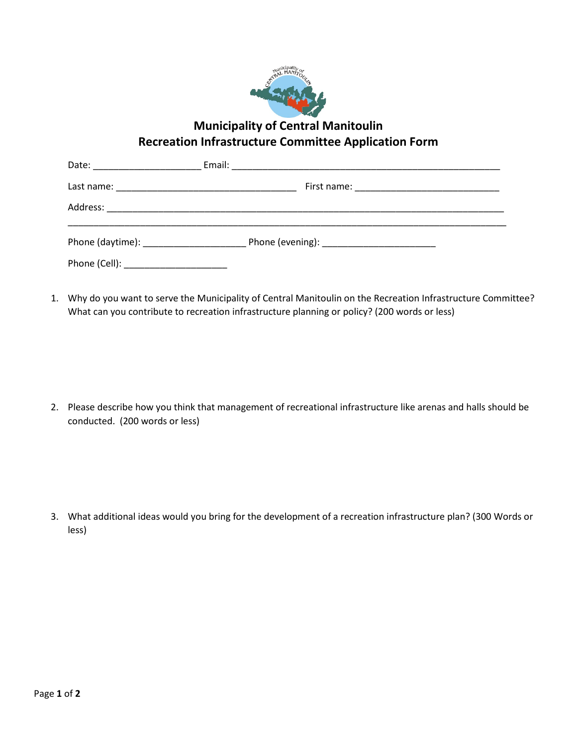# Municipality of Central Manitoulin
## Recreation Infrastructure Committee Application Form

Date: ____________________ Email: __________________________________________________

Last name: ___________________________________ First name: ____________________________

Address: ____________________________________________________________________________

______________________________________________________________________________________

Phone (daytime): ____________________ Phone (evening): ______________________

Phone (Cell): ____________________

1. Why do you want to serve the Municipality of Central Manitoulin on the Recreation Infrastructure Committee? What can you contribute to recreation infrastructure planning or policy? (200 words or less)

2. Please describe how you think that management of recreational infrastructure like arenas and halls should be conducted. (200 words or less)

3. What additional ideas would you bring for the development of a recreation infrastructure plan? (300 Words or less)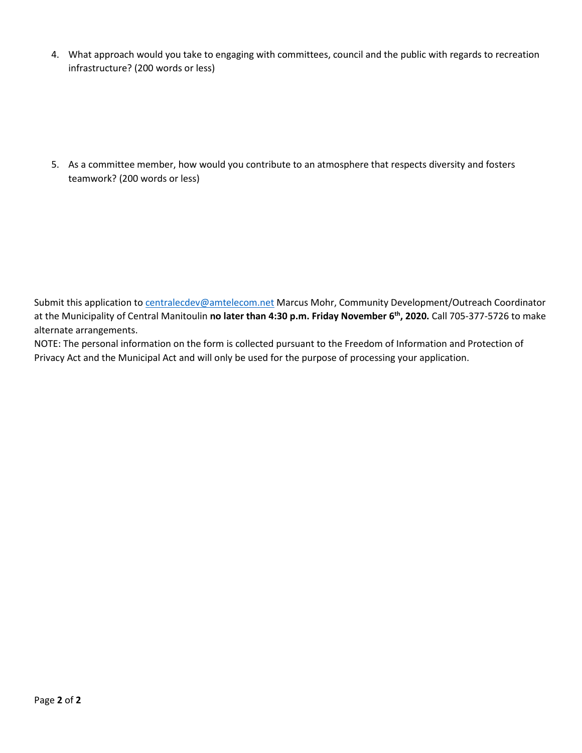4. What approach would you take to engaging with committees, council and the public with regards to recreation infrastructure? (200 words or less)

5. As a committee member, how would you contribute to an atmosphere that respects diversity and fosters teamwork? (200 words or less)

Submit this application to centralecdev@amtelecom.net Marcus Mohr, Community Development/Outreach Coordinator at the Municipality of Central Manitoulin **no later than 4:30 p.m. Friday November 6th, 2020.** Call 705-377-5726 to make alternate arrangements.

NOTE: The personal information on the form is collected pursuant to the Freedom of Information and Protection of Privacy Act and the Municipal Act and will only be used for the purpose of processing your application.